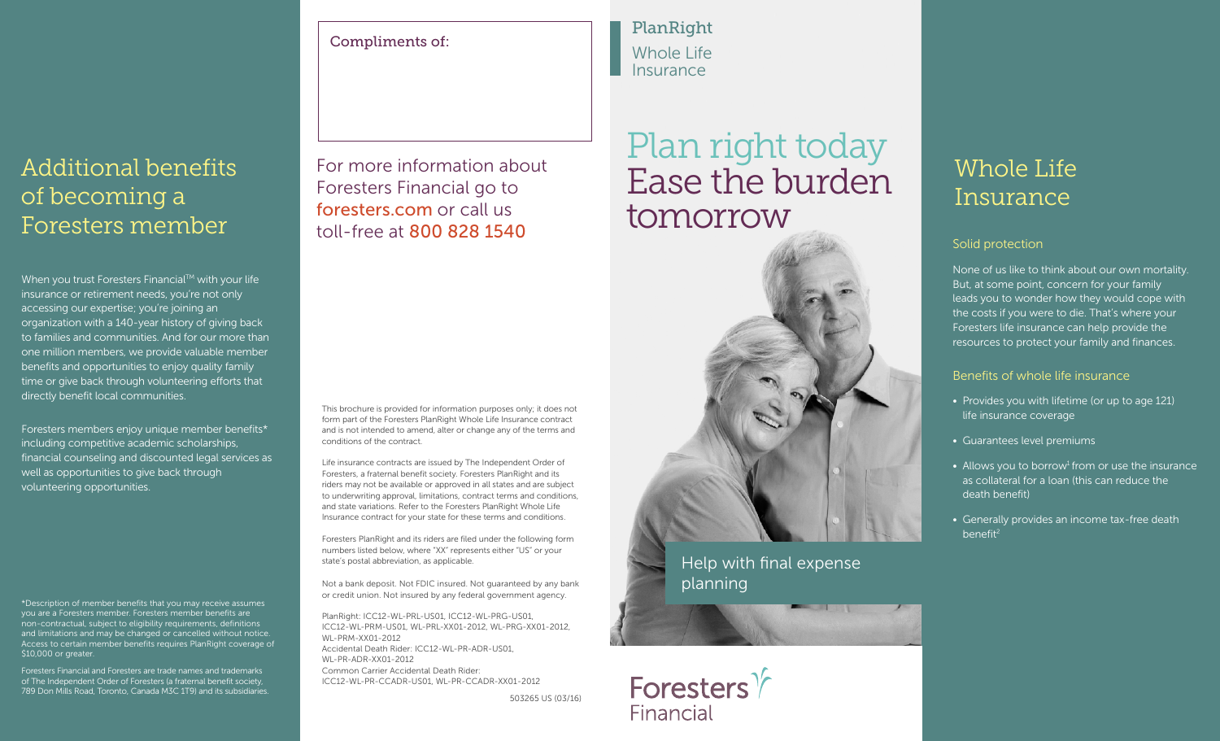## Additional benefits of becoming a Foresters member

When you trust Foresters Financial™ with your life insurance or retirement needs, you're not only accessing our expertise; you're joining an organization with a 140-year history of giving back to families and communities. And for our more than one million members, we provide valuable member benefits and opportunities to enjoy quality family time or give back through volunteering efforts that directly benefit local communities.

Foresters members enjoy unique member benefits* including competitive academic scholarships, financial counseling and discounted legal services as well as opportunities to give back through volunteering opportunities.

*Description of member benefits that you may receive assumes you are a Foresters member. Foresters member benefits are non-contractual, subject to eligibility requirements, definitions and limitations and may be changed or cancelled without notice. Access to certain member benefits requires PlanRight coverage of $10,000 or greater.

Foresters Financial and Foresters are trade names and trademarks of The Independent Order of Foresters (a fraternal benefit society, 789 Don Mills Road, Toronto, Canada M3C 1T9) and its subsidiaries.

Compliments of:

For more information about Foresters Financial go to foresters.com or call us toll-free at 800 828 1540

This brochure is provided for information purposes only; it does not form part of the Foresters PlanRight Whole Life Insurance contract and is not intended to amend, alter or change any of the terms and conditions of the contract.

Life insurance contracts are issued by The Independent Order of Foresters, a fraternal benefit society. Foresters PlanRight and its riders may not be available or approved in all states and are subject to underwriting approval, limitations, contract terms and conditions, and state variations. Refer to the Foresters PlanRight Whole Life Insurance contract for your state for these terms and conditions.

Foresters PlanRight and its riders are filed under the following form numbers listed below, where "XX" represents either "US" or your state's postal abbreviation, as applicable.

Not a bank deposit. Not FDIC insured. Not guaranteed by any bank or credit union. Not insured by any federal government agency.

PlanRight: ICC12-WL-PRL-US01, ICC12-WL-PRG-US01, ICC12-WL-PRM-US01, WL-PRL-XX01-2012, WL-PRG-XX01-2012, WL-PRM-XX01-2012
Accidental Death Rider: ICC12-WL-PR-ADR-US01, WL-PR-ADR-XX01-2012
Common Carrier Accidental Death Rider: ICC12-WL-PR-CCADR-US01, WL-PR-CCADR-XX01-2012

503265 US (03/16)

PlanRight
Whole Life Insurance

# Plan right today Ease the burden tomorrow

Help with final expense planning

Foresters Financial

## Whole Life Insurance

### Solid protection

None of us like to think about our own mortality. But, at some point, concern for your family leads you to wonder how they would cope with the costs if you were to die. That's where your Foresters life insurance can help provide the resources to protect your family and finances.

### Benefits of whole life insurance

- Provides you with lifetime (or up to age 121) life insurance coverage
- Guarantees level premiums
- Allows you to borrow[1] from or use the insurance as collateral for a loan (this can reduce the death benefit)
- Generally provides an income tax-free death benefit[2]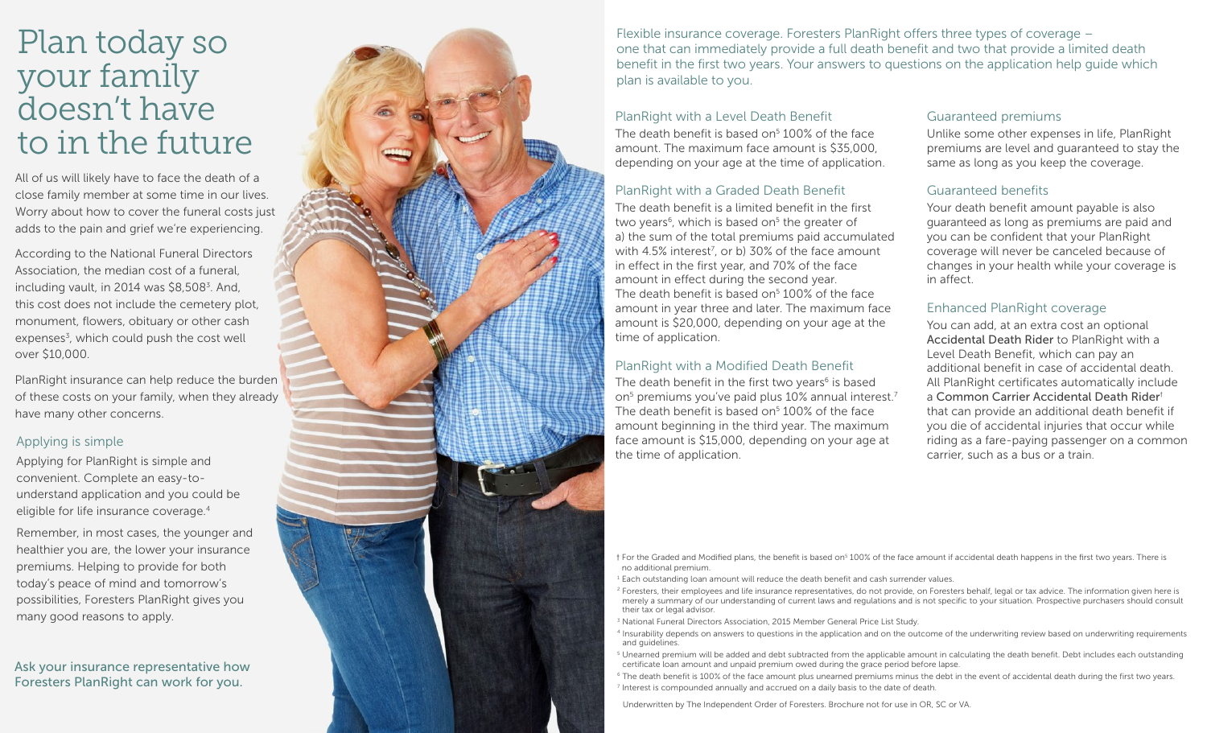// Fix: footnote 3 reference in NFDA sentence was incorrectly printed as [2]; corrected to [3] to match source
# Plan today so your family doesn't have to in the future

All of us will likely have to face the death of a close family member at some time in our lives. Worry about how to cover the funeral costs just adds to the pain and grief we're experiencing.

According to the National Funeral Directors Association, the median cost of a funeral, including vault, in 2014 was $8,508[3]. And, this cost does not include the cemetery plot, monument, flowers, obituary or other cash expenses[3], which could push the cost well over $10,000.

PlanRight insurance can help reduce the burden of these costs on your family, when they already have many other concerns.

## Applying is simple

Applying for PlanRight is simple and convenient. Complete an easy-to-understand application and you could be eligible for life insurance coverage.[4]

Remember, in most cases, the younger and healthier you are, the lower your insurance premiums. Helping to provide for both today's peace of mind and tomorrow's possibilities, Foresters PlanRight gives you many good reasons to apply.

Ask your insurance representative how Foresters PlanRight can work for you.

Flexible insurance coverage. Foresters PlanRight offers three types of coverage – one that can immediately provide a full death benefit and two that provide a limited death benefit in the first two years. Your answers to questions on the application help guide which plan is available to you.

## PlanRight with a Level Death Benefit

The death benefit is based on[5] 100% of the face amount. The maximum face amount is $35,000, depending on your age at the time of application.

## PlanRight with a Graded Death Benefit

The death benefit is a limited benefit in the first two years[6], which is based on[5] the greater of a) the sum of the total premiums paid accumulated with 4.5% interest[7], or b) 30% of the face amount in effect in the first year, and 70% of the face amount in effect during the second year. The death benefit is based on[5] 100% of the face amount in year three and later. The maximum face amount is $20,000, depending on your age at the time of application.

## PlanRight with a Modified Death Benefit

The death benefit in the first two years[6] is based on[5] premiums you've paid plus 10% annual interest.[7] The death benefit is based on[5] 100% of the face amount beginning in the third year. The maximum face amount is $15,000, depending on your age at the time of application.

## Guaranteed premiums

Unlike some other expenses in life, PlanRight premiums are level and guaranteed to stay the same as long as you keep the coverage.

## Guaranteed benefits

Your death benefit amount payable is also guaranteed as long as premiums are paid and you can be confident that your PlanRight coverage will never be canceled because of changes in your health while your coverage is in affect.

## Enhanced PlanRight coverage

You can add, at an extra cost an optional **Accidental Death Rider** to PlanRight with a Level Death Benefit, which can pay an additional benefit in case of accidental death. All PlanRight certificates automatically include a **Common Carrier Accidental Death Rider**† that can provide an additional death benefit if you die of accidental injuries that occur while riding as a fare-paying passenger on a common carrier, such as a bus or a train.

† For the Graded and Modified plans, the benefit is based on[5] 100% of the face amount if accidental death happens in the first two years. There is no additional premium.

[1] Each outstanding loan amount will reduce the death benefit and cash surrender values.

[2] Foresters, their employees and life insurance representatives, do not provide, on Foresters behalf, legal or tax advice. The information given here is merely a summary of our understanding of current laws and regulations and is not specific to your situation. Prospective purchasers should consult their tax or legal advisor.

[3] National Funeral Directors Association, 2015 Member General Price List Study.

[4] Insurability depends on answers to questions in the application and on the outcome of the underwriting review based on underwriting requirements and guidelines.

[5] Unearned premium will be added and debt subtracted from the applicable amount in calculating the death benefit. Debt includes each outstanding certificate loan amount and unpaid premium owed during the grace period before lapse.

[6] The death benefit is 100% of the face amount plus unearned premiums minus the debt in the event of accidental death during the first two years.

[7] Interest is compounded annually and accrued on a daily basis to the date of death.

Underwritten by The Independent Order of Foresters. Brochure not for use in OR, SC or VA.